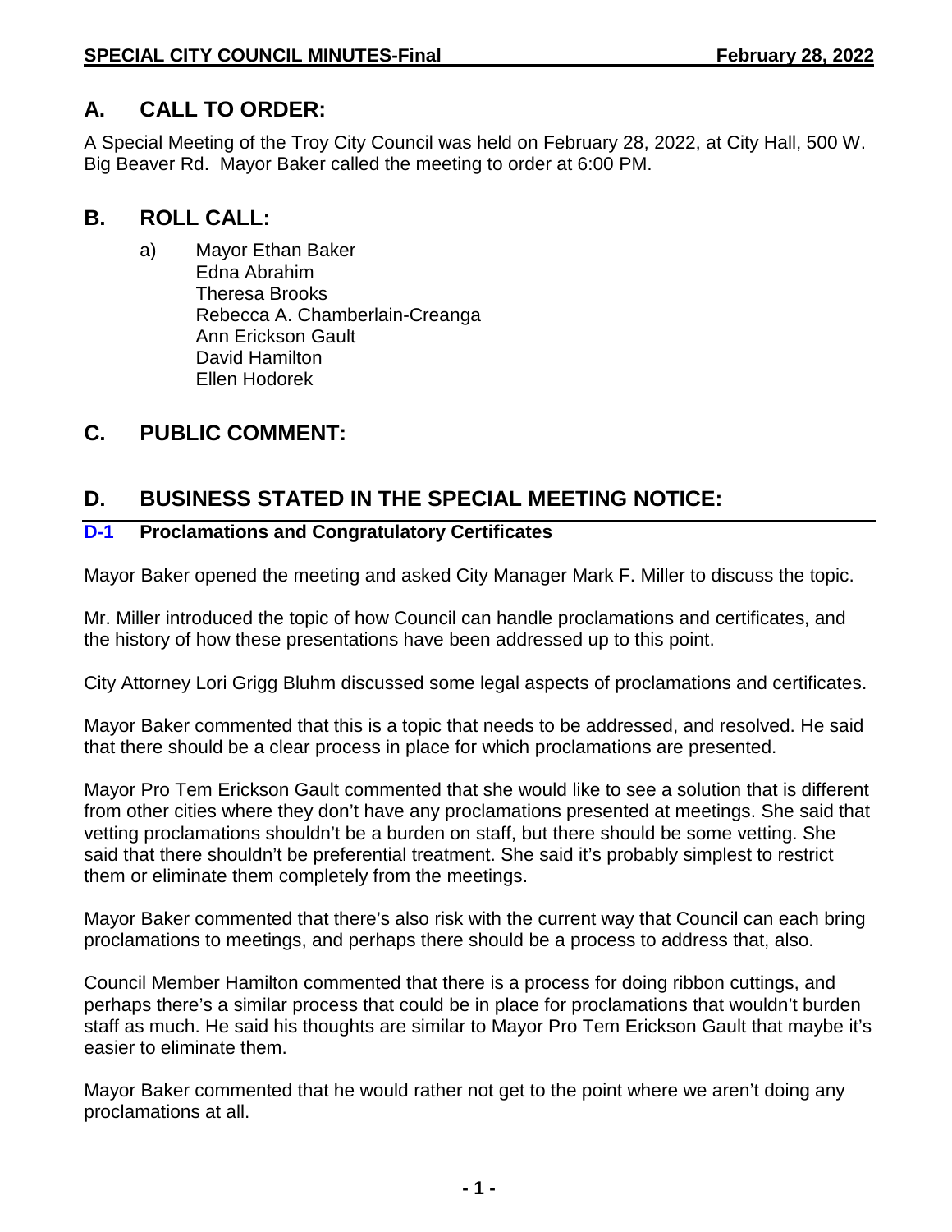## A. CALL TO ORDER:

A Special Meeting of the Troy City Council was held on February 28, 2022, at City Hall, 500 W. Big Beaver Rd. Mayor Baker called the meeting to order at 6:00 PM.

## B. ROLL CALL:

a) Mayor Ethan Baker
Edna Abrahim
Theresa Brooks
Rebecca A. Chamberlain-Creanga
Ann Erickson Gault
David Hamilton
Ellen Hodorek

## C. PUBLIC COMMENT:

## D. BUSINESS STATED IN THE SPECIAL MEETING NOTICE:

### D-1 Proclamations and Congratulatory Certificates

Mayor Baker opened the meeting and asked City Manager Mark F. Miller to discuss the topic.

Mr. Miller introduced the topic of how Council can handle proclamations and certificates, and the history of how these presentations have been addressed up to this point.

City Attorney Lori Grigg Bluhm discussed some legal aspects of proclamations and certificates.

Mayor Baker commented that this is a topic that needs to be addressed, and resolved. He said that there should be a clear process in place for which proclamations are presented.

Mayor Pro Tem Erickson Gault commented that she would like to see a solution that is different from other cities where they don't have any proclamations presented at meetings. She said that vetting proclamations shouldn't be a burden on staff, but there should be some vetting. She said that there shouldn't be preferential treatment. She said it's probably simplest to restrict them or eliminate them completely from the meetings.

Mayor Baker commented that there's also risk with the current way that Council can each bring proclamations to meetings, and perhaps there should be a process to address that, also.

Council Member Hamilton commented that there is a process for doing ribbon cuttings, and perhaps there's a similar process that could be in place for proclamations that wouldn't burden staff as much. He said his thoughts are similar to Mayor Pro Tem Erickson Gault that maybe it's easier to eliminate them.

Mayor Baker commented that he would rather not get to the point where we aren't doing any proclamations at all.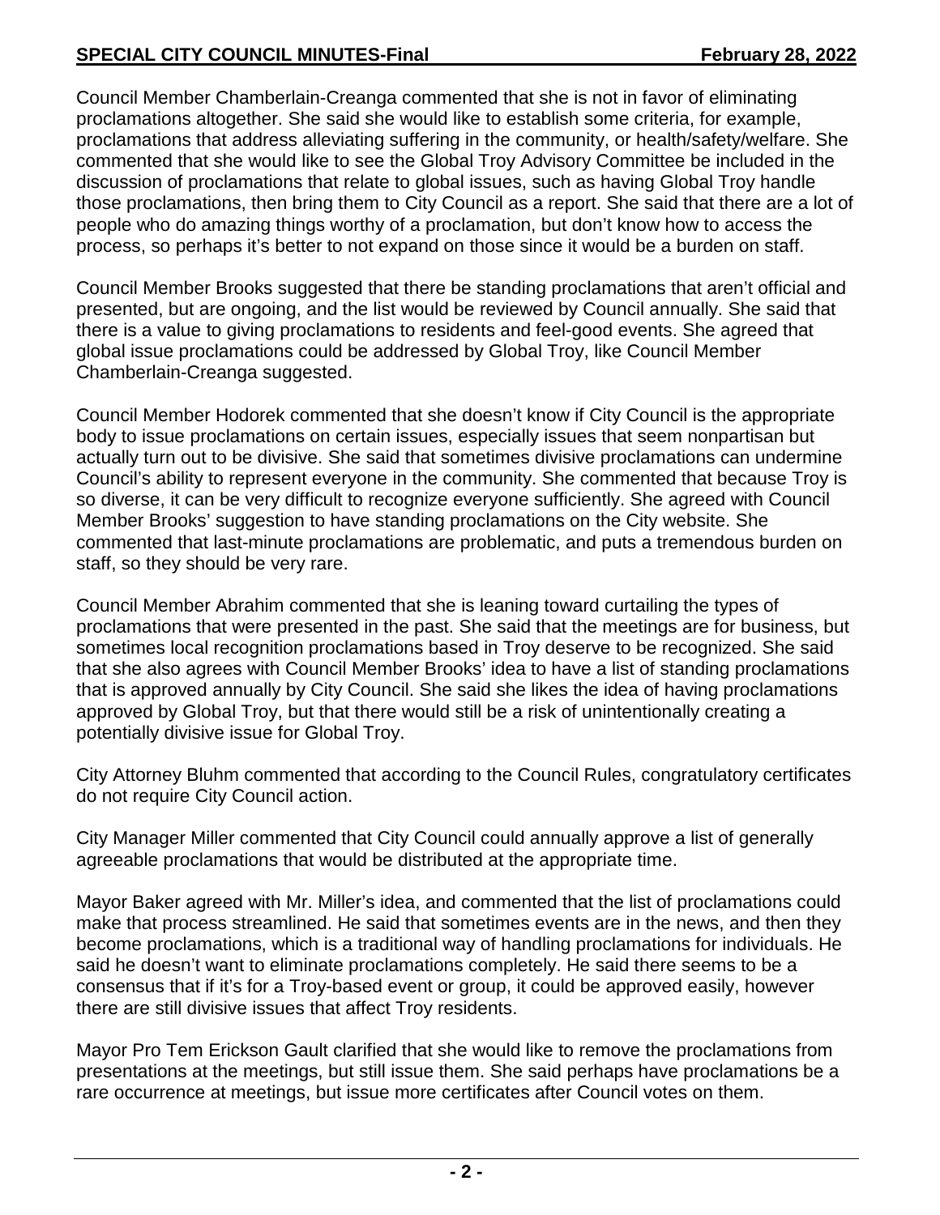Council Member Chamberlain-Creanga commented that she is not in favor of eliminating proclamations altogether. She said she would like to establish some criteria, for example, proclamations that address alleviating suffering in the community, or health/safety/welfare. She commented that she would like to see the Global Troy Advisory Committee be included in the discussion of proclamations that relate to global issues, such as having Global Troy handle those proclamations, then bring them to City Council as a report. She said that there are a lot of people who do amazing things worthy of a proclamation, but don't know how to access the process, so perhaps it's better to not expand on those since it would be a burden on staff.

Council Member Brooks suggested that there be standing proclamations that aren't official and presented, but are ongoing, and the list would be reviewed by Council annually. She said that there is a value to giving proclamations to residents and feel-good events. She agreed that global issue proclamations could be addressed by Global Troy, like Council Member Chamberlain-Creanga suggested.

Council Member Hodorek commented that she doesn't know if City Council is the appropriate body to issue proclamations on certain issues, especially issues that seem nonpartisan but actually turn out to be divisive. She said that sometimes divisive proclamations can undermine Council's ability to represent everyone in the community. She commented that because Troy is so diverse, it can be very difficult to recognize everyone sufficiently. She agreed with Council Member Brooks' suggestion to have standing proclamations on the City website. She commented that last-minute proclamations are problematic, and puts a tremendous burden on staff, so they should be very rare.

Council Member Abrahim commented that she is leaning toward curtailing the types of proclamations that were presented in the past. She said that the meetings are for business, but sometimes local recognition proclamations based in Troy deserve to be recognized. She said that she also agrees with Council Member Brooks' idea to have a list of standing proclamations that is approved annually by City Council. She said she likes the idea of having proclamations approved by Global Troy, but that there would still be a risk of unintentionally creating a potentially divisive issue for Global Troy.

City Attorney Bluhm commented that according to the Council Rules, congratulatory certificates do not require City Council action.

City Manager Miller commented that City Council could annually approve a list of generally agreeable proclamations that would be distributed at the appropriate time.

Mayor Baker agreed with Mr. Miller's idea, and commented that the list of proclamations could make that process streamlined. He said that sometimes events are in the news, and then they become proclamations, which is a traditional way of handling proclamations for individuals. He said he doesn't want to eliminate proclamations completely. He said there seems to be a consensus that if it's for a Troy-based event or group, it could be approved easily, however there are still divisive issues that affect Troy residents.

Mayor Pro Tem Erickson Gault clarified that she would like to remove the proclamations from presentations at the meetings, but still issue them. She said perhaps have proclamations be a rare occurrence at meetings, but issue more certificates after Council votes on them.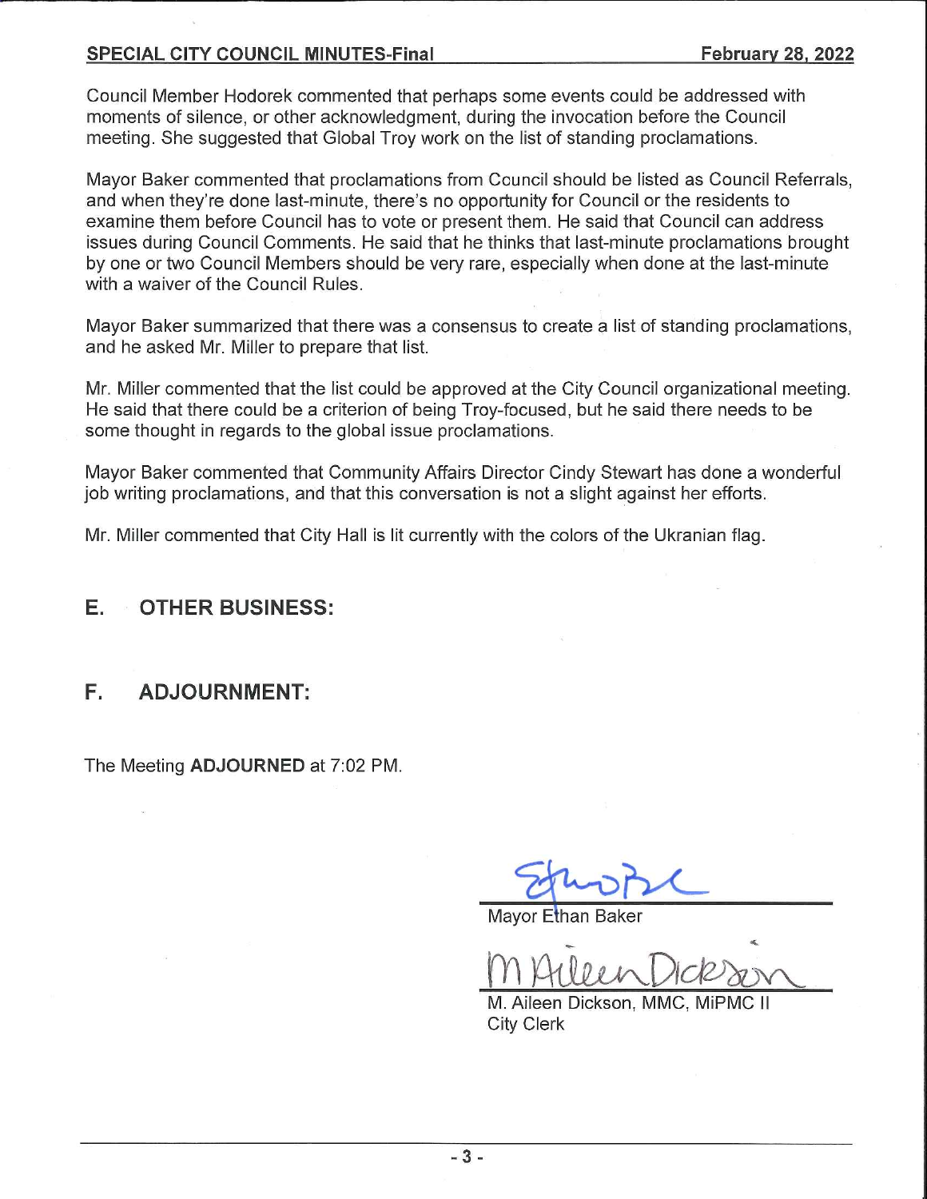Council Member Hodorek commented that perhaps some events could be addressed with moments of silence, or other acknowledgment, during the invocation before the Council meeting. She suggested that Global Troy work on the list of standing proclamations.

Mayor Baker commented that proclamations from Council should be listed as Council Referrals, and when they're done last-minute, there's no opportunity for Council or the residents to examine them before Council has to vote or present them. He said that Council can address issues during Council Comments. He said that he thinks that last-minute proclamations brought by one or two Council Members should be very rare, especially when done at the last-minute with a waiver of the Council Rules.

Mayor Baker summarized that there was a consensus to create a list of standing proclamations, and he asked Mr. Miller to prepare that list.

Mr. Miller commented that the list could be approved at the City Council organizational meeting. He said that there could be a criterion of being Troy-focused, but he said there needs to be some thought in regards to the global issue proclamations.

Mayor Baker commented that Community Affairs Director Cindy Stewart has done a wonderful job writing proclamations, and that this conversation is not a slight against her efforts.

Mr. Miller commented that City Hall is lit currently with the colors of the Ukranian flag.

## E. OTHER BUSINESS:

## F. ADJOURNMENT:

The Meeting **ADJOURNED** at 7:02 PM.

Mayor Ethan Baker

M. Aileen Dickson, MMC, MiPMC II
City Clerk